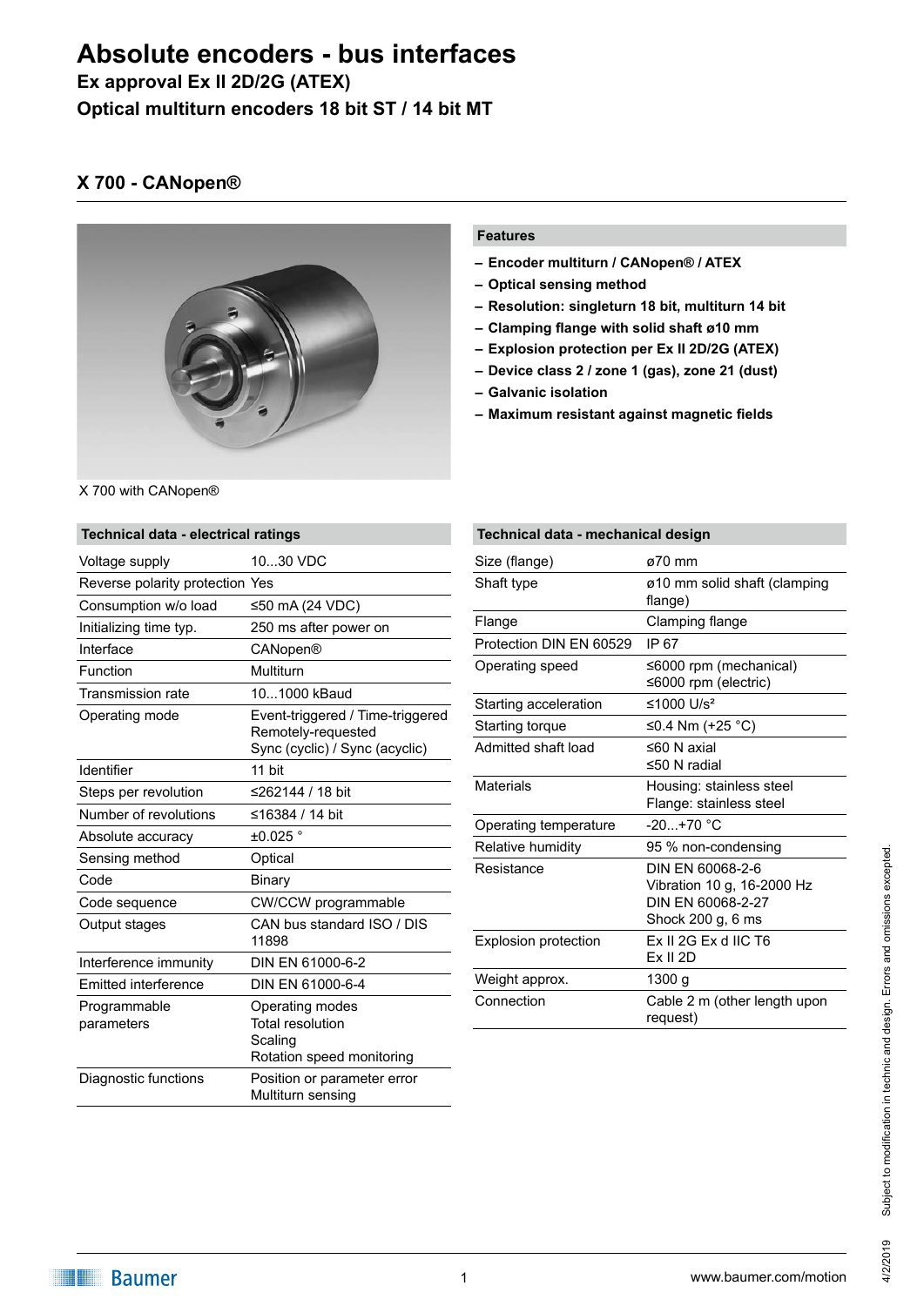# Absolute encoders - bus interfaces

**Ex approval Ex II 2D/2G (ATEX)**

**Optical multiturn encoders 18 bit ST / 14 bit MT**

## X 700 - CANopen®

X 700 with CANopen®

### Features

- **Encoder multiturn / CANopen® / ATEX**
- **Optical sensing method**
- **Resolution: singleturn 18 bit, multiturn 14 bit**
- **Clamping flange with solid shaft ø10 mm**
- **Explosion protection per Ex II 2D/2G (ATEX)**
- **Device class 2 / zone 1 (gas), zone 21 (dust)**
- **Galvanic isolation**
- **Maximum resistant against magnetic fields**

### Technical data - electrical ratings

| | |
|---|---|
| Voltage supply | 10...30 VDC |
| Reverse polarity protection | Yes |
| Consumption w/o load | ≤50 mA (24 VDC) |
| Initializing time typ. | 250 ms after power on |
| Interface | CANopen® |
| Function | Multiturn |
| Transmission rate | 10...1000 kBaud |
| Operating mode | Event-triggered / Time-triggered<br>Remotely-requested<br>Sync (cyclic) / Sync (acyclic) |
| Identifier | 11 bit |
| Steps per revolution | ≤262144 / 18 bit |
| Number of revolutions | ≤16384 / 14 bit |
| Absolute accuracy | ±0.025 ° |
| Sensing method | Optical |
| Code | Binary |
| Code sequence | CW/CCW programmable |
| Output stages | CAN bus standard ISO / DIS 11898 |
| Interference immunity | DIN EN 61000-6-2 |
| Emitted interference | DIN EN 61000-6-4 |
| Programmable parameters | Operating modes<br>Total resolution<br>Scaling<br>Rotation speed monitoring |
| Diagnostic functions | Position or parameter error<br>Multiturn sensing |

### Technical data - mechanical design

| | |
|---|---|
| Size (flange) | ø70 mm |
| Shaft type | ø10 mm solid shaft (clamping flange) |
| Flange | Clamping flange |
| Protection DIN EN 60529 | IP 67 |
| Operating speed | ≤6000 rpm (mechanical)<br>≤6000 rpm (electric) |
| Starting acceleration | ≤1000 U/s² |
| Starting torque | ≤0.4 Nm (+25 °C) |
| Admitted shaft load | ≤60 N axial<br>≤50 N radial |
| Materials | Housing: stainless steel<br>Flange: stainless steel |
| Operating temperature | -20...+70 °C |
| Relative humidity | 95 % non-condensing |
| Resistance | DIN EN 60068-2-6<br>Vibration 10 g, 16-2000 Hz<br>DIN EN 60068-2-27<br>Shock 200 g, 6 ms |
| Explosion protection | Ex II 2G Ex d IIC T6<br>Ex II 2D |
| Weight approx. | 1300 g |
| Connection | Cable 2 m (other length upon request) |

Subject to modification in technic and design. Errors and omissions excepted.

4/2/2019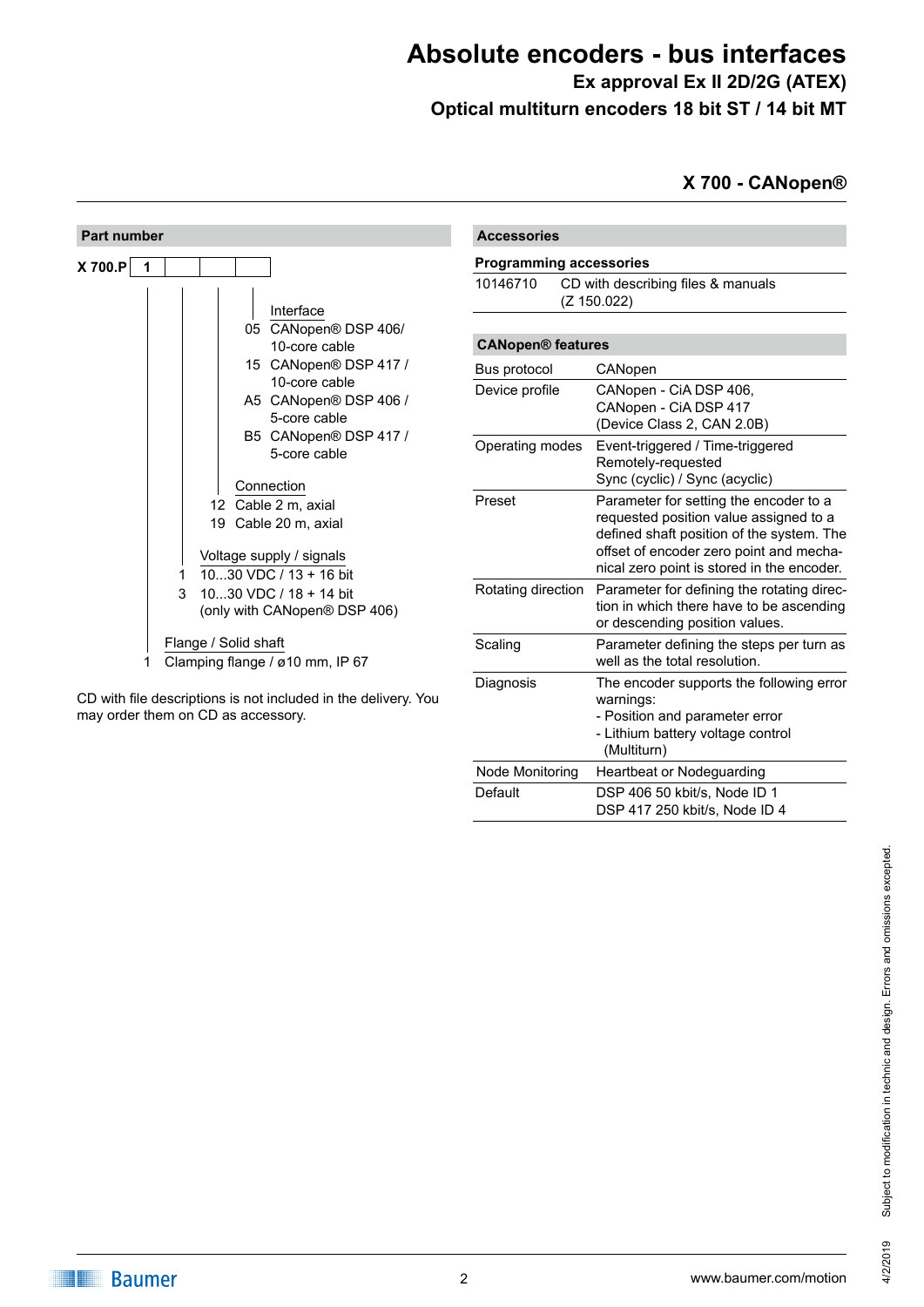# Absolute encoders - bus interfaces

### Ex approval Ex II 2D/2G (ATEX)

### Optical multiturn encoders 18 bit ST / 14 bit MT

## X 700 - CANopen®

### Part number

**X 700.P** | 1 | | | |

**Interface**
- 05 CANopen® DSP 406/ 10-core cable
- 15 CANopen® DSP 417 / 10-core cable
- A5 CANopen® DSP 406 / 5-core cable
- B5 CANopen® DSP 417 / 5-core cable

**Connection**
- 12 Cable 2 m, axial
- 19 Cable 20 m, axial

**Voltage supply / signals**
- 1 10...30 VDC / 13 + 16 bit
- 3 10...30 VDC / 18 + 14 bit (only with CANopen® DSP 406)

**Flange / Solid shaft**
- 1 Clamping flange / ø10 mm, IP 67

CD with file descriptions is not included in the delivery. You may order them on CD as accessory.

### Accessories

**Programming accessories**

| | |
|---|---|
| 10146710 | CD with describing files & manuals (Z 150.022) |

### CANopen® features

| | |
|---|---|
| Bus protocol | CANopen |
| Device profile | CANopen - CiA DSP 406, CANopen - CiA DSP 417 (Device Class 2, CAN 2.0B) |
| Operating modes | Event-triggered / Time-triggered Remotely-requested Sync (cyclic) / Sync (acyclic) |
| Preset | Parameter for setting the encoder to a requested position value assigned to a defined shaft position of the system. The offset of encoder zero point and mechanical zero point is stored in the encoder. |
| Rotating direction | Parameter for defining the rotating direction in which there have to be ascending or descending position values. |
| Scaling | Parameter defining the steps per turn as well as the total resolution. |
| Diagnosis | The encoder supports the following error warnings: - Position and parameter error - Lithium battery voltage control (Multiturn) |
| Node Monitoring | Heartbeat or Nodeguarding |
| Default | DSP 406 50 kbit/s, Node ID 1 DSP 417 250 kbit/s, Node ID 4 |

Subject to modification in technic and design. Errors and omissions excepted.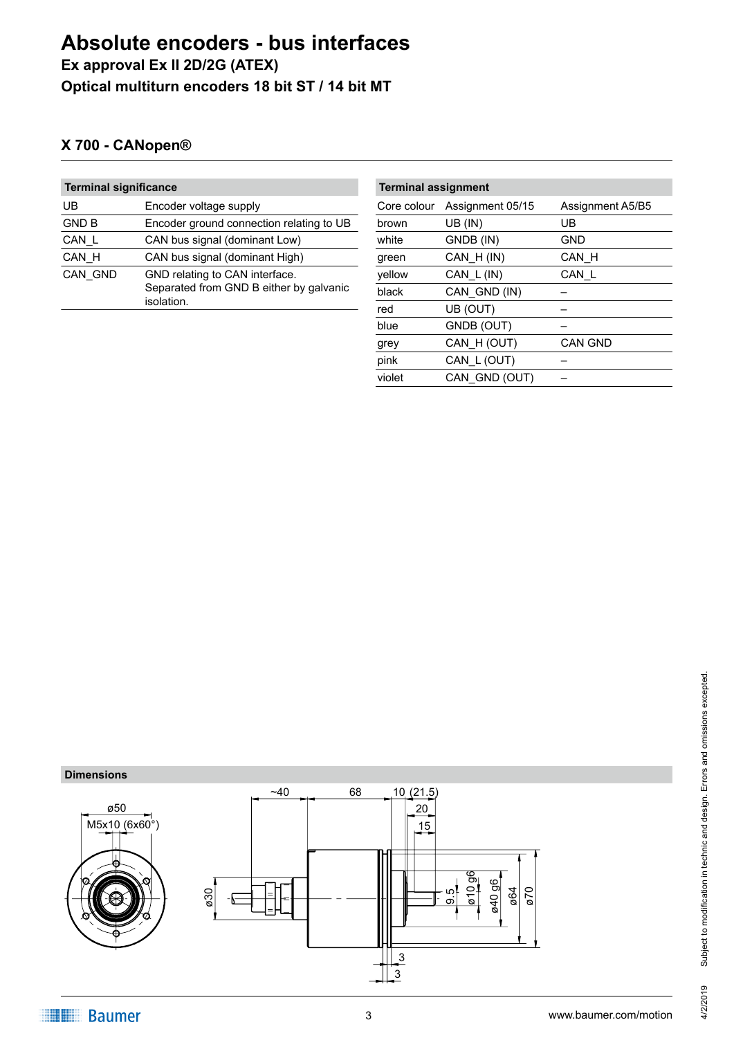# Absolute encoders - bus interfaces

**Ex approval Ex II 2D/2G (ATEX)**

**Optical multiturn encoders 18 bit ST / 14 bit MT**

## X 700 - CANopen®

| Terminal significance | |
|---|---|
| UB | Encoder voltage supply |
| GND B | Encoder ground connection relating to UB |
| CAN_L | CAN bus signal (dominant Low) |
| CAN_H | CAN bus signal (dominant High) |
| CAN_GND | GND relating to CAN interface. Separated from GND B either by galvanic isolation. |

| Terminal assignment | | |
|---|---|---|
| Core colour | Assignment 05/15 | Assignment A5/B5 |
| brown | UB (IN) | UB |
| white | GNDB (IN) | GND |
| green | CAN_H (IN) | CAN_H |
| yellow | CAN_L (IN) | CAN_L |
| black | CAN_GND (IN) | – |
| red | UB (OUT) | – |
| blue | GNDB (OUT) | – |
| grey | CAN_H (OUT) | CAN GND |
| pink | CAN_L (OUT) | – |
| violet | CAN_GND (OUT) | – |

**Dimensions**

ø50; M5x10 (6x60°); ~40; 68; 10 (21.5); 20; 15; ø30; 9.5; ø10 g6; ø40 g6; ø64; ø70; 3; 3

Subject to modification in technic and design. Errors and omissions excepted.

4/2/2019

www.baumer.com/motion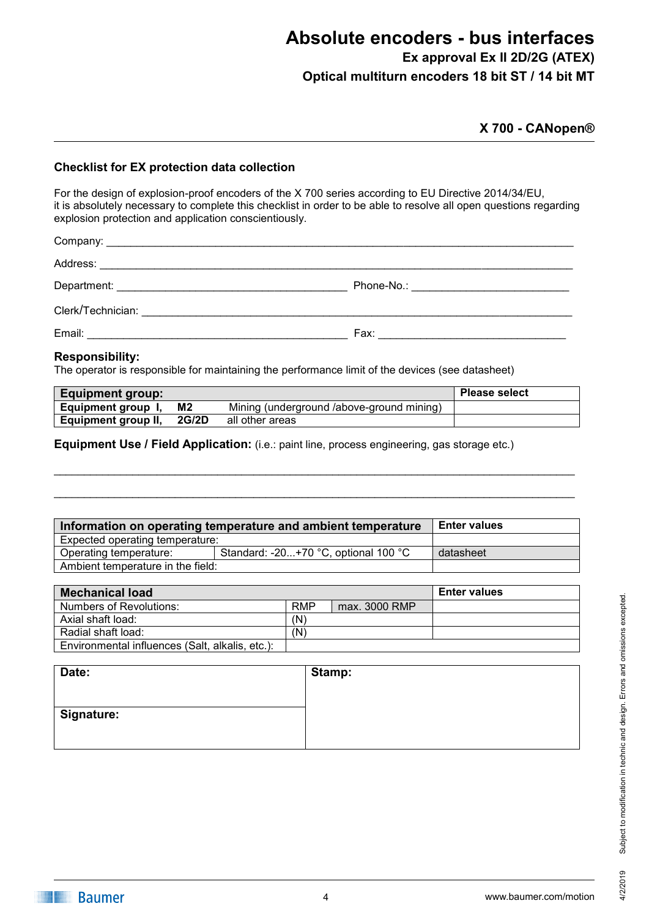# Absolute encoders - bus interfaces

**Ex approval Ex II 2D/2G (ATEX)**

**Optical multiturn encoders 18 bit ST / 14 bit MT**

**X 700 - CANopen®**

### Checklist for EX protection data collection

For the design of explosion-proof encoders of the X 700 series according to EU Directive 2014/34/EU, it is absolutely necessary to complete this checklist in order to be able to resolve all open questions regarding explosion protection and application conscientiously.

Company: ______________________________________________________________________________

Address: ______________________________________________________________________________

Department: ______________________________________ Phone-No.: __________________________

Clerk/Technician: ________________________________________________________________________

Email: __________________________________________ Fax: ______________________________

**Responsibility:**
The operator is responsible for maintaining the performance limit of the devices (see datasheet)

| **Equipment group:** | | | **Please select** |
|---|---|---|---|
| **Equipment group I,** | **M2** | Mining (underground /above-ground mining) | |
| **Equipment group II,** | **2G/2D** | all other areas | |

**Equipment Use / Field Application:** (i.e.: paint line, process engineering, gas storage etc.)

_____________________________________________________________________________________

_____________________________________________________________________________________

| **Information on operating temperature and ambient temperature** | | **Enter values** |
|---|---|---|
| Expected operating temperature: | | |
| Operating temperature: | Standard: -20...+70 °C, optional 100 °C | datasheet |
| Ambient temperature in the field: | | |

| **Mechanical load** | | | **Enter values** |
|---|---|---|---|
| Numbers of Revolutions: | RMP | max. 3000 RMP | |
| Axial shaft load: | (N) | | |
| Radial shaft load: | (N) | | |
| Environmental influences (Salt, alkalis, etc.): | | | |

| **Date:** | **Stamp:** |
|---|---|
| **Signature:** | |

Subject to modification in technic and design. Errors and omissions excepted.

4/2/2019